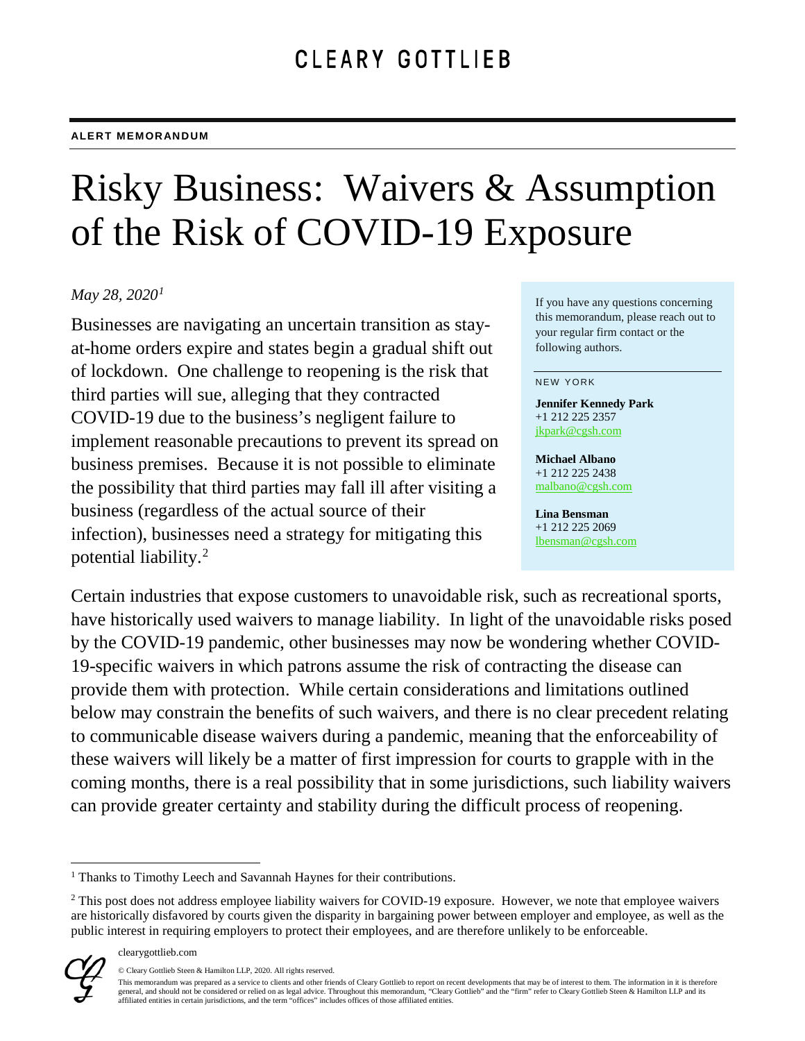CLEARY GOTTLIEB

**ALERT MEMORANDUM**

# Risky Business: Waivers & Assumption of the Risk of COVID-19 Exposure

*May 28, 2020*[1]

Businesses are navigating an uncertain transition as stay-at-home orders expire and states begin a gradual shift out of lockdown. One challenge to reopening is the risk that third parties will sue, alleging that they contracted COVID-19 due to the business's negligent failure to implement reasonable precautions to prevent its spread on business premises. Because it is not possible to eliminate the possibility that third parties may fall ill after visiting a business (regardless of the actual source of their infection), businesses need a strategy for mitigating this potential liability.[2]

If you have any questions concerning this memorandum, please reach out to your regular firm contact or the following authors.

NEW YORK

**Jennifer Kennedy Park**
+1 212 225 2357
jkpark@cgsh.com

**Michael Albano**
+1 212 225 2438
malbano@cgsh.com

**Lina Bensman**
+1 212 225 2069
lbensman@cgsh.com

Certain industries that expose customers to unavoidable risk, such as recreational sports, have historically used waivers to manage liability. In light of the unavoidable risks posed by the COVID-19 pandemic, other businesses may now be wondering whether COVID-19-specific waivers in which patrons assume the risk of contracting the disease can provide them with protection. While certain considerations and limitations outlined below may constrain the benefits of such waivers, and there is no clear precedent relating to communicable disease waivers during a pandemic, meaning that the enforceability of these waivers will likely be a matter of first impression for courts to grapple with in the coming months, there is a real possibility that in some jurisdictions, such liability waivers can provide greater certainty and stability during the difficult process of reopening.

---

[1] Thanks to Timothy Leech and Savannah Haynes for their contributions.

[2] This post does not address employee liability waivers for COVID-19 exposure. However, we note that employee waivers are historically disfavored by courts given the disparity in bargaining power between employer and employee, as well as the public interest in requiring employers to protect their employees, and are therefore unlikely to be enforceable.

clearygottlieb.com

© Cleary Gottlieb Steen & Hamilton LLP, 2020. All rights reserved.

This memorandum was prepared as a service to clients and other friends of Cleary Gottlieb to report on recent developments that may be of interest to them. The information in it is therefore general, and should not be considered or relied on as legal advice. Throughout this memorandum, "Cleary Gottlieb" and the "firm" refer to Cleary Gottlieb Steen & Hamilton LLP and its affiliated entities in certain jurisdictions, and the term "offices" includes offices of those affiliated entities.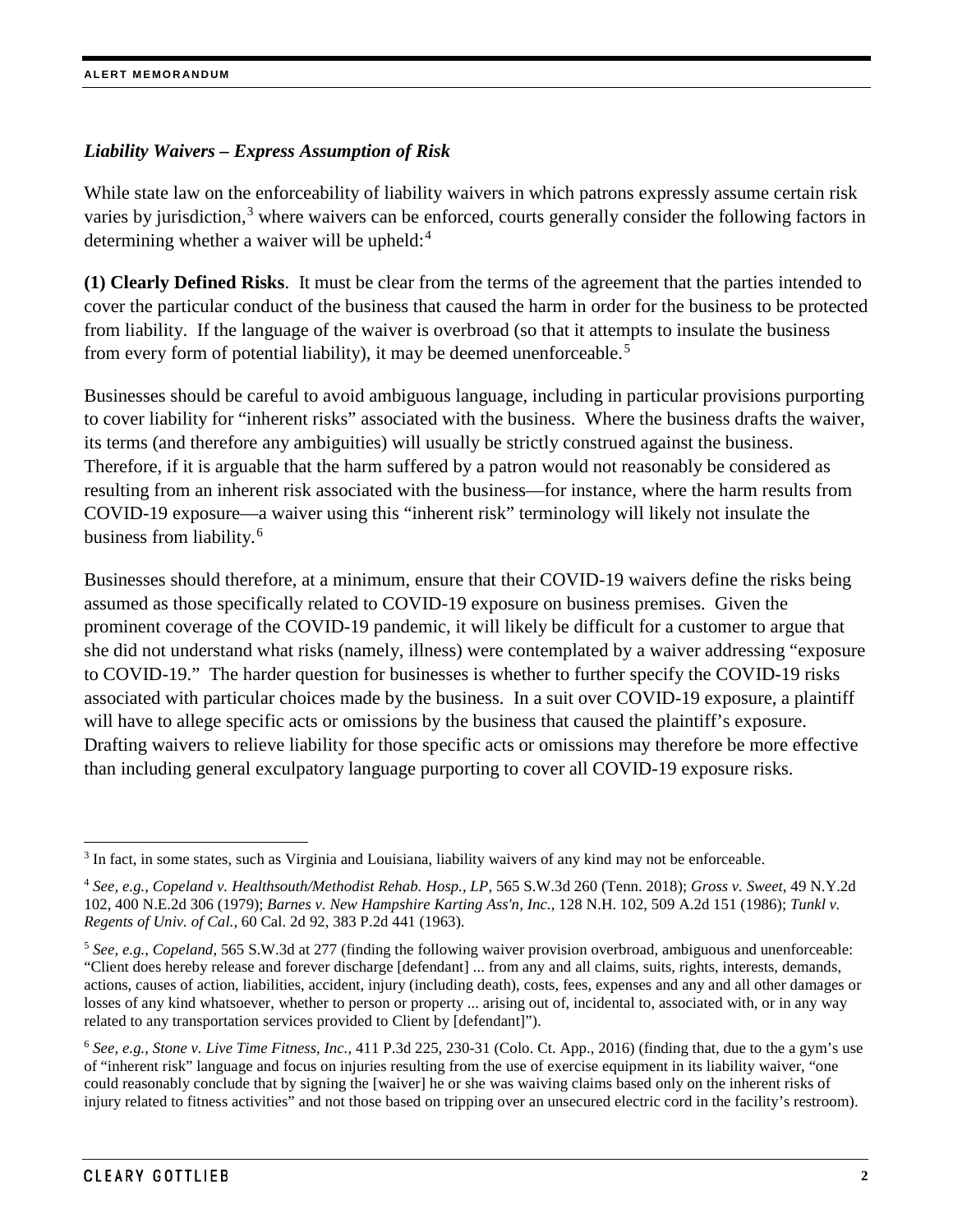*Liability Waivers – Express Assumption of Risk*

While state law on the enforceability of liability waivers in which patrons expressly assume certain risk varies by jurisdiction,[3] where waivers can be enforced, courts generally consider the following factors in determining whether a waiver will be upheld:[4]

**(1) Clearly Defined Risks**. It must be clear from the terms of the agreement that the parties intended to cover the particular conduct of the business that caused the harm in order for the business to be protected from liability. If the language of the waiver is overbroad (so that it attempts to insulate the business from every form of potential liability), it may be deemed unenforceable.[5]

Businesses should be careful to avoid ambiguous language, including in particular provisions purporting to cover liability for "inherent risks" associated with the business. Where the business drafts the waiver, its terms (and therefore any ambiguities) will usually be strictly construed against the business. Therefore, if it is arguable that the harm suffered by a patron would not reasonably be considered as resulting from an inherent risk associated with the business—for instance, where the harm results from COVID-19 exposure—a waiver using this "inherent risk" terminology will likely not insulate the business from liability.[6]

Businesses should therefore, at a minimum, ensure that their COVID-19 waivers define the risks being assumed as those specifically related to COVID-19 exposure on business premises. Given the prominent coverage of the COVID-19 pandemic, it will likely be difficult for a customer to argue that she did not understand what risks (namely, illness) were contemplated by a waiver addressing "exposure to COVID-19." The harder question for businesses is whether to further specify the COVID-19 risks associated with particular choices made by the business. In a suit over COVID-19 exposure, a plaintiff will have to allege specific acts or omissions by the business that caused the plaintiff's exposure. Drafting waivers to relieve liability for those specific acts or omissions may therefore be more effective than including general exculpatory language purporting to cover all COVID-19 exposure risks.

---

[3] In fact, in some states, such as Virginia and Louisiana, liability waivers of any kind may not be enforceable.

[4] *See, e.g.*, *Copeland v. Healthsouth/Methodist Rehab. Hosp., LP*, 565 S.W.3d 260 (Tenn. 2018); *Gross v. Sweet*, 49 N.Y.2d 102, 400 N.E.2d 306 (1979); *Barnes v. New Hampshire Karting Ass'n, Inc.*, 128 N.H. 102, 509 A.2d 151 (1986); *Tunkl v. Regents of Univ. of Cal.*, 60 Cal. 2d 92, 383 P.2d 441 (1963).

[5] *See, e.g.*, *Copeland*, 565 S.W.3d at 277 (finding the following waiver provision overbroad, ambiguous and unenforceable: "Client does hereby release and forever discharge [defendant] ... from any and all claims, suits, rights, interests, demands, actions, causes of action, liabilities, accident, injury (including death), costs, fees, expenses and any and all other damages or losses of any kind whatsoever, whether to person or property ... arising out of, incidental to, associated with, or in any way related to any transportation services provided to Client by [defendant]").

[6] *See, e.g.*, *Stone v. Live Time Fitness, Inc.*, 411 P.3d 225, 230-31 (Colo. Ct. App., 2016) (finding that, due to the a gym's use of "inherent risk" language and focus on injuries resulting from the use of exercise equipment in its liability waiver, "one could reasonably conclude that by signing the [waiver] he or she was waiving claims based only on the inherent risks of injury related to fitness activities" and not those based on tripping over an unsecured electric cord in the facility's restroom).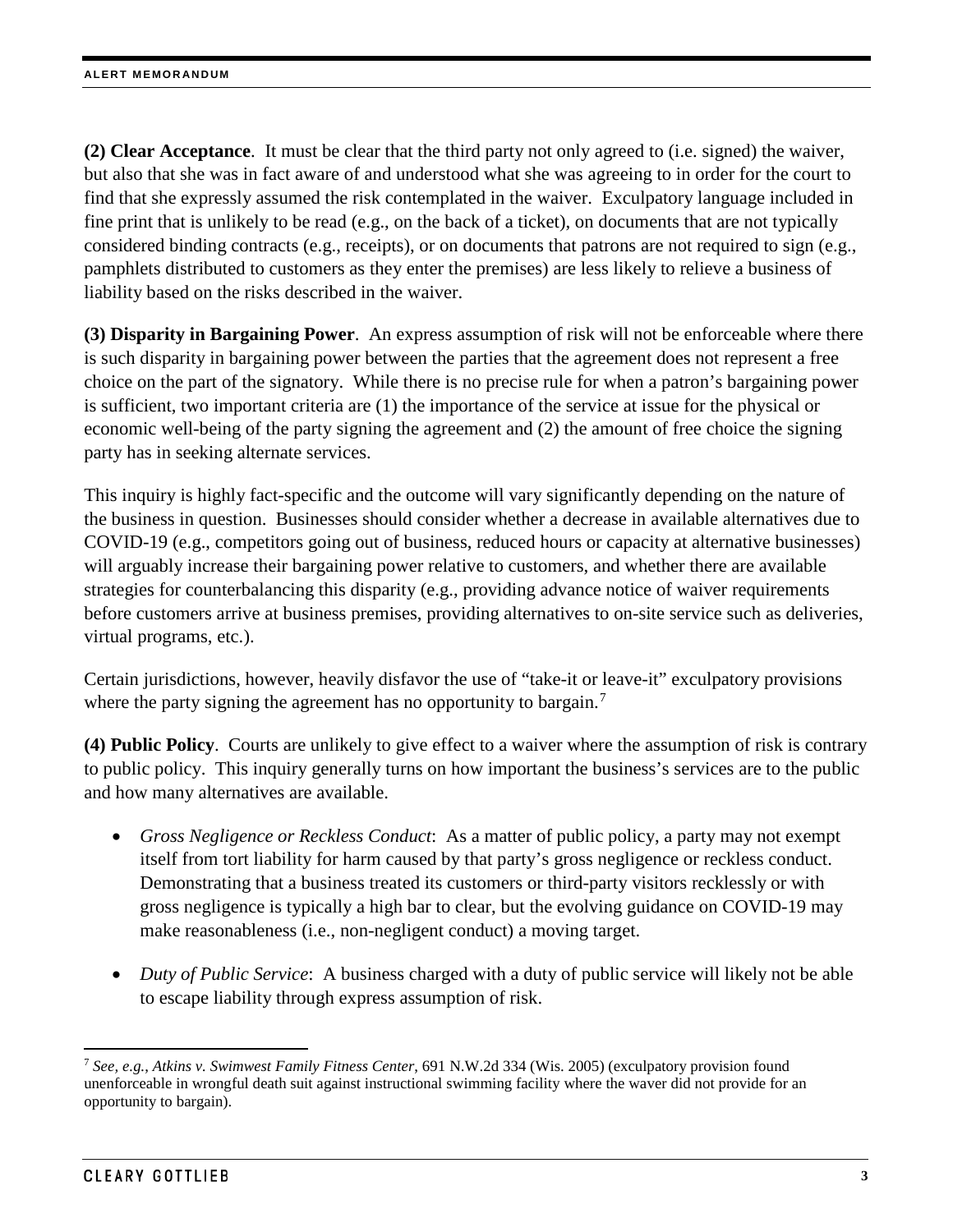**(2) Clear Acceptance**. It must be clear that the third party not only agreed to (i.e. signed) the waiver, but also that she was in fact aware of and understood what she was agreeing to in order for the court to find that she expressly assumed the risk contemplated in the waiver. Exculpatory language included in fine print that is unlikely to be read (e.g., on the back of a ticket), on documents that are not typically considered binding contracts (e.g., receipts), or on documents that patrons are not required to sign (e.g., pamphlets distributed to customers as they enter the premises) are less likely to relieve a business of liability based on the risks described in the waiver.

**(3) Disparity in Bargaining Power**. An express assumption of risk will not be enforceable where there is such disparity in bargaining power between the parties that the agreement does not represent a free choice on the part of the signatory. While there is no precise rule for when a patron's bargaining power is sufficient, two important criteria are (1) the importance of the service at issue for the physical or economic well-being of the party signing the agreement and (2) the amount of free choice the signing party has in seeking alternate services.

This inquiry is highly fact-specific and the outcome will vary significantly depending on the nature of the business in question. Businesses should consider whether a decrease in available alternatives due to COVID-19 (e.g., competitors going out of business, reduced hours or capacity at alternative businesses) will arguably increase their bargaining power relative to customers, and whether there are available strategies for counterbalancing this disparity (e.g., providing advance notice of waiver requirements before customers arrive at business premises, providing alternatives to on-site service such as deliveries, virtual programs, etc.).

Certain jurisdictions, however, heavily disfavor the use of "take-it or leave-it" exculpatory provisions where the party signing the agreement has no opportunity to bargain.[7]

**(4) Public Policy**. Courts are unlikely to give effect to a waiver where the assumption of risk is contrary to public policy. This inquiry generally turns on how important the business's services are to the public and how many alternatives are available.

- *Gross Negligence or Reckless Conduct*: As a matter of public policy, a party may not exempt itself from tort liability for harm caused by that party's gross negligence or reckless conduct. Demonstrating that a business treated its customers or third-party visitors recklessly or with gross negligence is typically a high bar to clear, but the evolving guidance on COVID-19 may make reasonableness (i.e., non-negligent conduct) a moving target.
- *Duty of Public Service*: A business charged with a duty of public service will likely not be able to escape liability through express assumption of risk.

[7] *See, e.g.*, *Atkins v. Swimwest Family Fitness Center*, 691 N.W.2d 334 (Wis. 2005) (exculpatory provision found unenforceable in wrongful death suit against instructional swimming facility where the waver did not provide for an opportunity to bargain).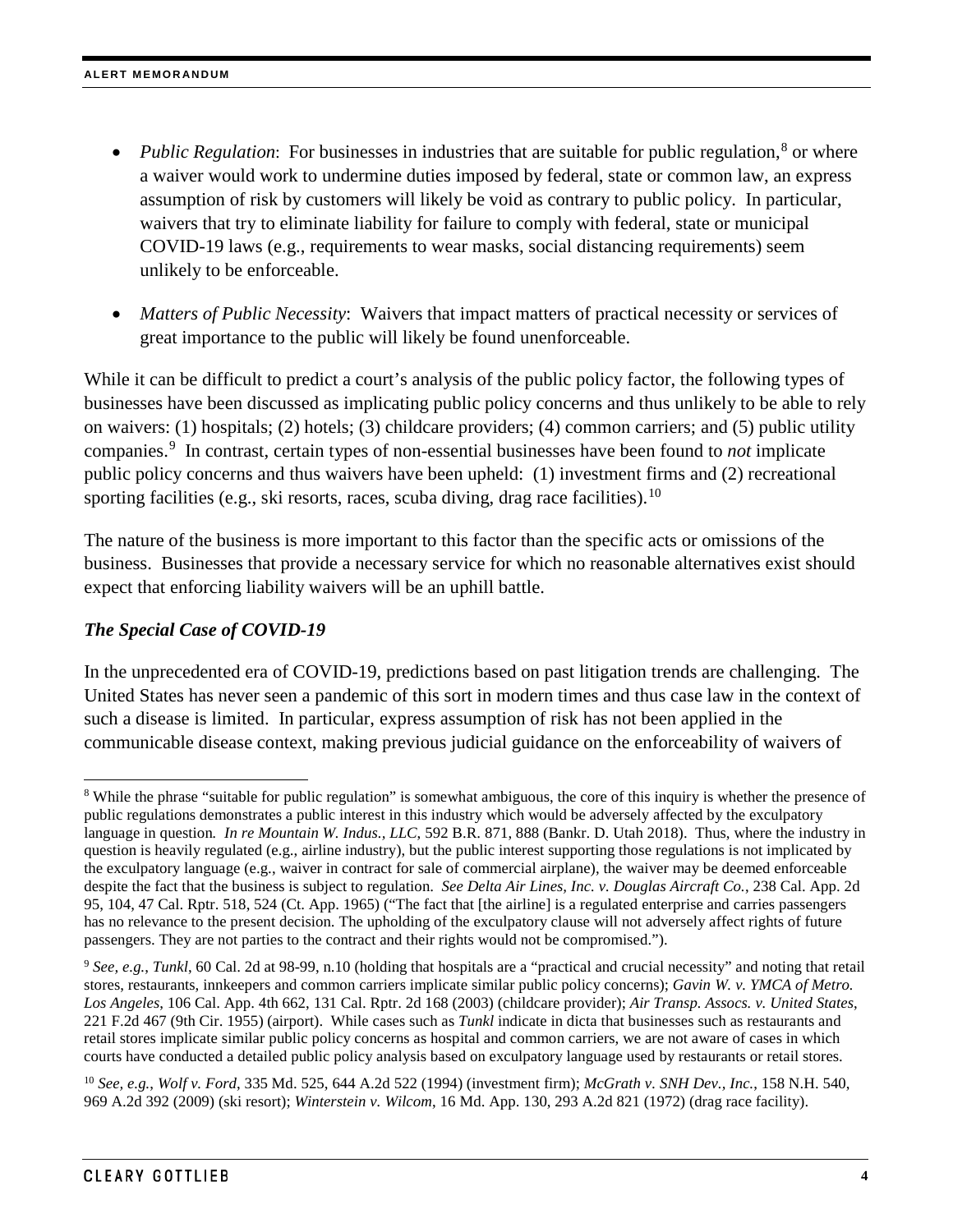- *Public Regulation*: For businesses in industries that are suitable for public regulation,[8] or where a waiver would work to undermine duties imposed by federal, state or common law, an express assumption of risk by customers will likely be void as contrary to public policy. In particular, waivers that try to eliminate liability for failure to comply with federal, state or municipal COVID-19 laws (e.g., requirements to wear masks, social distancing requirements) seem unlikely to be enforceable.

- *Matters of Public Necessity*: Waivers that impact matters of practical necessity or services of great importance to the public will likely be found unenforceable.

While it can be difficult to predict a court's analysis of the public policy factor, the following types of businesses have been discussed as implicating public policy concerns and thus unlikely to be able to rely on waivers: (1) hospitals; (2) hotels; (3) childcare providers; (4) common carriers; and (5) public utility companies.[9] In contrast, certain types of non-essential businesses have been found to *not* implicate public policy concerns and thus waivers have been upheld: (1) investment firms and (2) recreational sporting facilities (e.g., ski resorts, races, scuba diving, drag race facilities).[10]

The nature of the business is more important to this factor than the specific acts or omissions of the business. Businesses that provide a necessary service for which no reasonable alternatives exist should expect that enforcing liability waivers will be an uphill battle.

### *The Special Case of COVID-19*

In the unprecedented era of COVID-19, predictions based on past litigation trends are challenging. The United States has never seen a pandemic of this sort in modern times and thus case law in the context of such a disease is limited. In particular, express assumption of risk has not been applied in the communicable disease context, making previous judicial guidance on the enforceability of waivers of

---

[8] While the phrase "suitable for public regulation" is somewhat ambiguous, the core of this inquiry is whether the presence of public regulations demonstrates a public interest in this industry which would be adversely affected by the exculpatory language in question. *In re Mountain W. Indus., LLC*, 592 B.R. 871, 888 (Bankr. D. Utah 2018). Thus, where the industry in question is heavily regulated (e.g., airline industry), but the public interest supporting those regulations is not implicated by the exculpatory language (e.g., waiver in contract for sale of commercial airplane), the waiver may be deemed enforceable despite the fact that the business is subject to regulation. *See Delta Air Lines, Inc. v. Douglas Aircraft Co.*, 238 Cal. App. 2d 95, 104, 47 Cal. Rptr. 518, 524 (Ct. App. 1965) ("The fact that [the airline] is a regulated enterprise and carries passengers has no relevance to the present decision. The upholding of the exculpatory clause will not adversely affect rights of future passengers. They are not parties to the contract and their rights would not be compromised.").

[9] *See, e.g.*, *Tunkl*, 60 Cal. 2d at 98-99, n.10 (holding that hospitals are a "practical and crucial necessity" and noting that retail stores, restaurants, innkeepers and common carriers implicate similar public policy concerns); *Gavin W. v. YMCA of Metro. Los Angeles*, 106 Cal. App. 4th 662, 131 Cal. Rptr. 2d 168 (2003) (childcare provider); *Air Transp. Assocs. v. United States*, 221 F.2d 467 (9th Cir. 1955) (airport). While cases such as *Tunkl* indicate in dicta that businesses such as restaurants and retail stores implicate similar public policy concerns as hospital and common carriers, we are not aware of cases in which courts have conducted a detailed public policy analysis based on exculpatory language used by restaurants or retail stores.

[10] *See, e.g.*, *Wolf v. Ford*, 335 Md. 525, 644 A.2d 522 (1994) (investment firm); *McGrath v. SNH Dev., Inc.*, 158 N.H. 540, 969 A.2d 392 (2009) (ski resort); *Winterstein v. Wilcom*, 16 Md. App. 130, 293 A.2d 821 (1972) (drag race facility).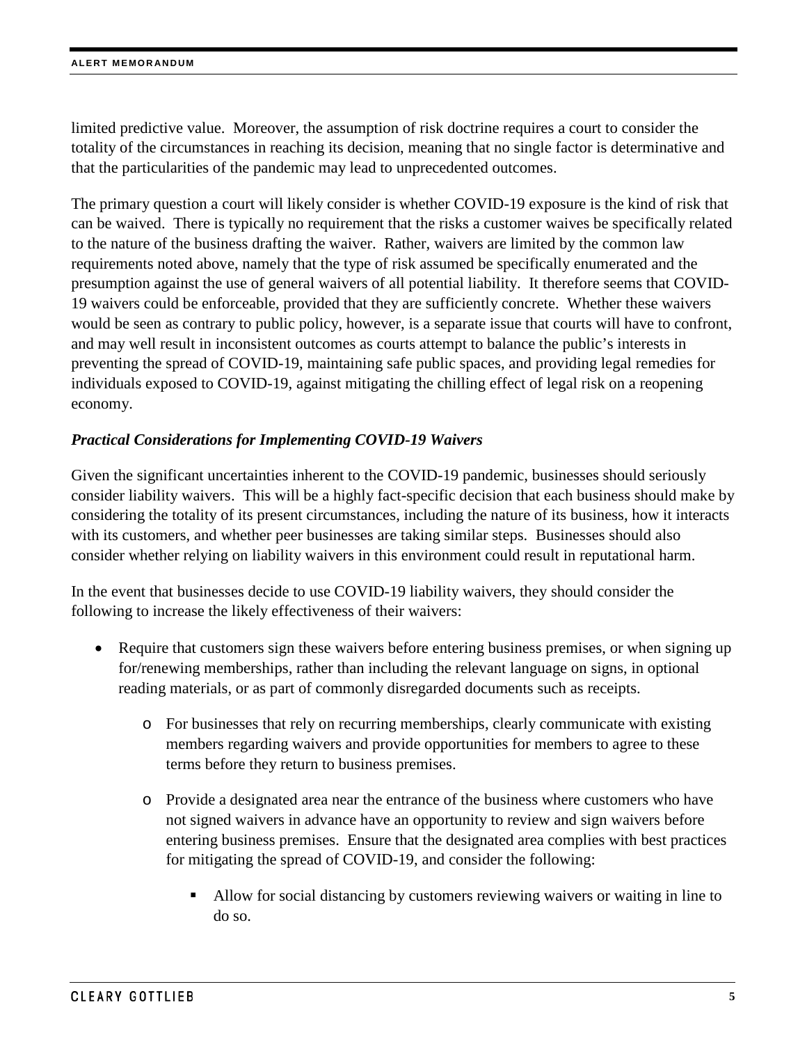limited predictive value. Moreover, the assumption of risk doctrine requires a court to consider the totality of the circumstances in reaching its decision, meaning that no single factor is determinative and that the particularities of the pandemic may lead to unprecedented outcomes.

The primary question a court will likely consider is whether COVID-19 exposure is the kind of risk that can be waived. There is typically no requirement that the risks a customer waives be specifically related to the nature of the business drafting the waiver. Rather, waivers are limited by the common law requirements noted above, namely that the type of risk assumed be specifically enumerated and the presumption against the use of general waivers of all potential liability. It therefore seems that COVID-19 waivers could be enforceable, provided that they are sufficiently concrete. Whether these waivers would be seen as contrary to public policy, however, is a separate issue that courts will have to confront, and may well result in inconsistent outcomes as courts attempt to balance the public's interests in preventing the spread of COVID-19, maintaining safe public spaces, and providing legal remedies for individuals exposed to COVID-19, against mitigating the chilling effect of legal risk on a reopening economy.

***Practical Considerations for Implementing COVID-19 Waivers***

Given the significant uncertainties inherent to the COVID-19 pandemic, businesses should seriously consider liability waivers. This will be a highly fact-specific decision that each business should make by considering the totality of its present circumstances, including the nature of its business, how it interacts with its customers, and whether peer businesses are taking similar steps. Businesses should also consider whether relying on liability waivers in this environment could result in reputational harm.

In the event that businesses decide to use COVID-19 liability waivers, they should consider the following to increase the likely effectiveness of their waivers:

- Require that customers sign these waivers before entering business premises, or when signing up for/renewing memberships, rather than including the relevant language on signs, in optional reading materials, or as part of commonly disregarded documents such as receipts.
    - For businesses that rely on recurring memberships, clearly communicate with existing members regarding waivers and provide opportunities for members to agree to these terms before they return to business premises.
    - Provide a designated area near the entrance of the business where customers who have not signed waivers in advance have an opportunity to review and sign waivers before entering business premises. Ensure that the designated area complies with best practices for mitigating the spread of COVID-19, and consider the following:
        - Allow for social distancing by customers reviewing waivers or waiting in line to do so.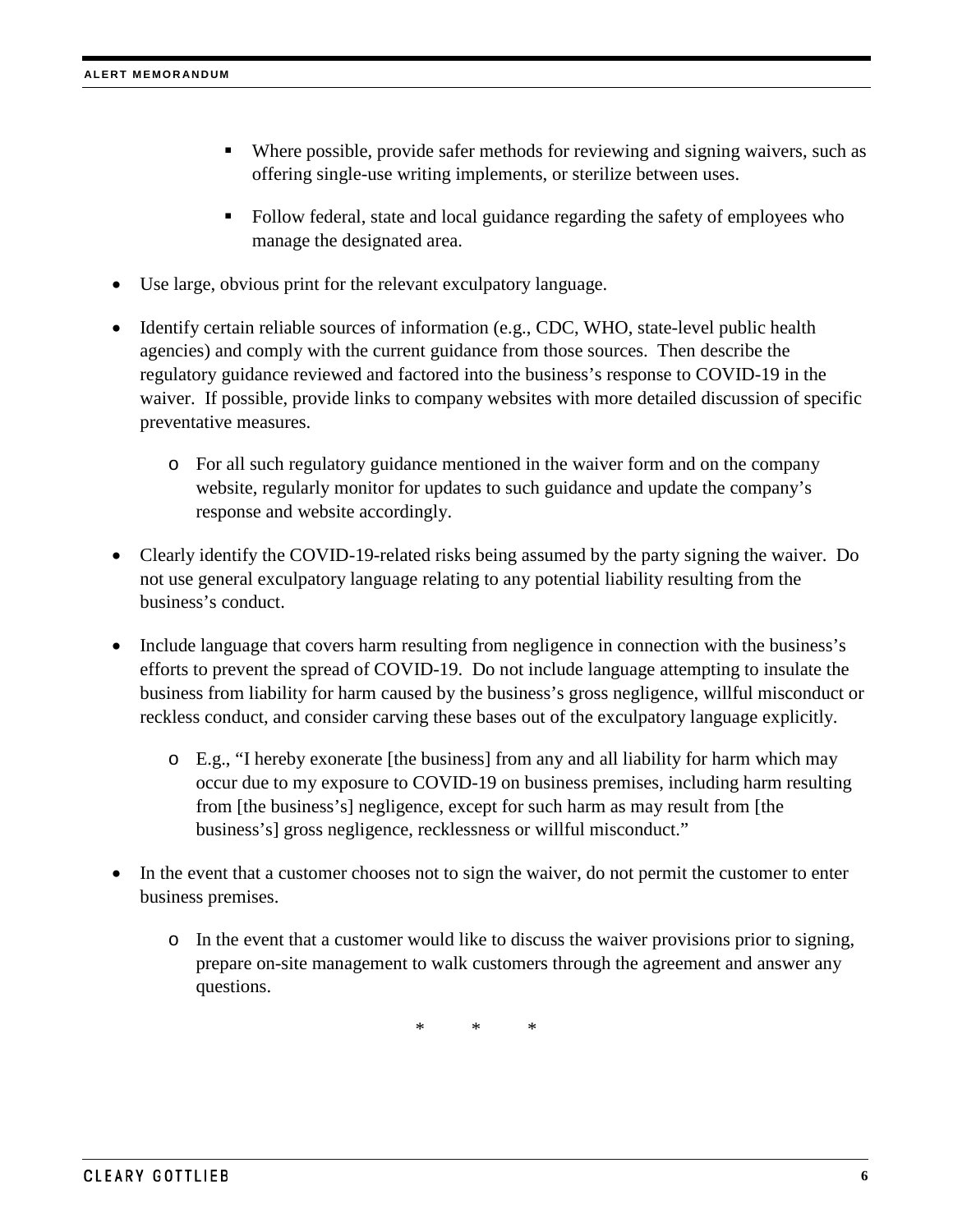- Where possible, provide safer methods for reviewing and signing waivers, such as offering single-use writing implements, or sterilize between uses.

    - Follow federal, state and local guidance regarding the safety of employees who manage the designated area.

- Use large, obvious print for the relevant exculpatory language.

- Identify certain reliable sources of information (e.g., CDC, WHO, state-level public health agencies) and comply with the current guidance from those sources. Then describe the regulatory guidance reviewed and factored into the business's response to COVID-19 in the waiver. If possible, provide links to company websites with more detailed discussion of specific preventative measures.

    - For all such regulatory guidance mentioned in the waiver form and on the company website, regularly monitor for updates to such guidance and update the company's response and website accordingly.

- Clearly identify the COVID-19-related risks being assumed by the party signing the waiver. Do not use general exculpatory language relating to any potential liability resulting from the business's conduct.

- Include language that covers harm resulting from negligence in connection with the business's efforts to prevent the spread of COVID-19. Do not include language attempting to insulate the business from liability for harm caused by the business's gross negligence, willful misconduct or reckless conduct, and consider carving these bases out of the exculpatory language explicitly.

    - E.g., "I hereby exonerate [the business] from any and all liability for harm which may occur due to my exposure to COVID-19 on business premises, including harm resulting from [the business's] negligence, except for such harm as may result from [the business's] gross negligence, recklessness or willful misconduct."

- In the event that a customer chooses not to sign the waiver, do not permit the customer to enter business premises.

    - In the event that a customer would like to discuss the waiver provisions prior to signing, prepare on-site management to walk customers through the agreement and answer any questions.

\* \* \*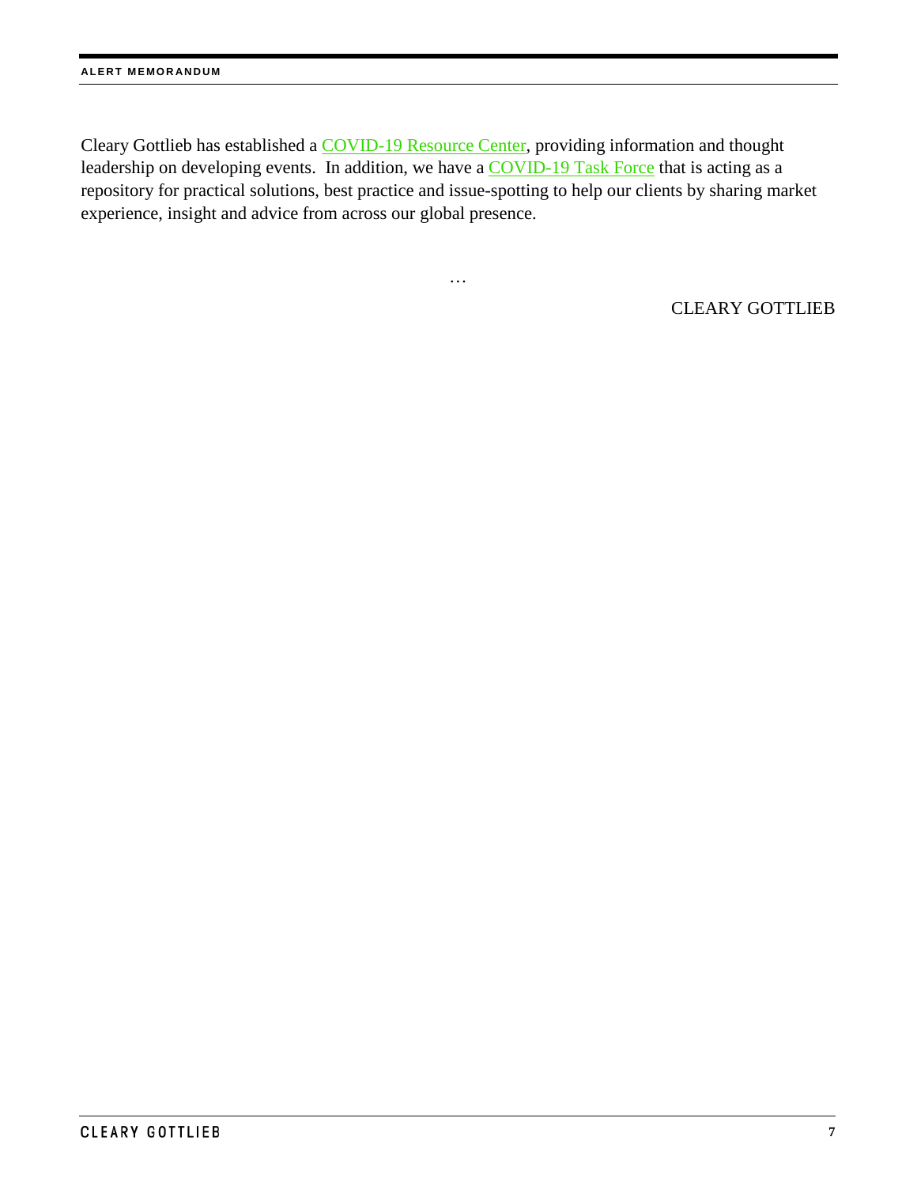Cleary Gottlieb has established a COVID-19 Resource Center, providing information and thought leadership on developing events. In addition, we have a COVID-19 Task Force that is acting as a repository for practical solutions, best practice and issue-spotting to help our clients by sharing market experience, insight and advice from across our global presence.

…

CLEARY GOTTLIEB